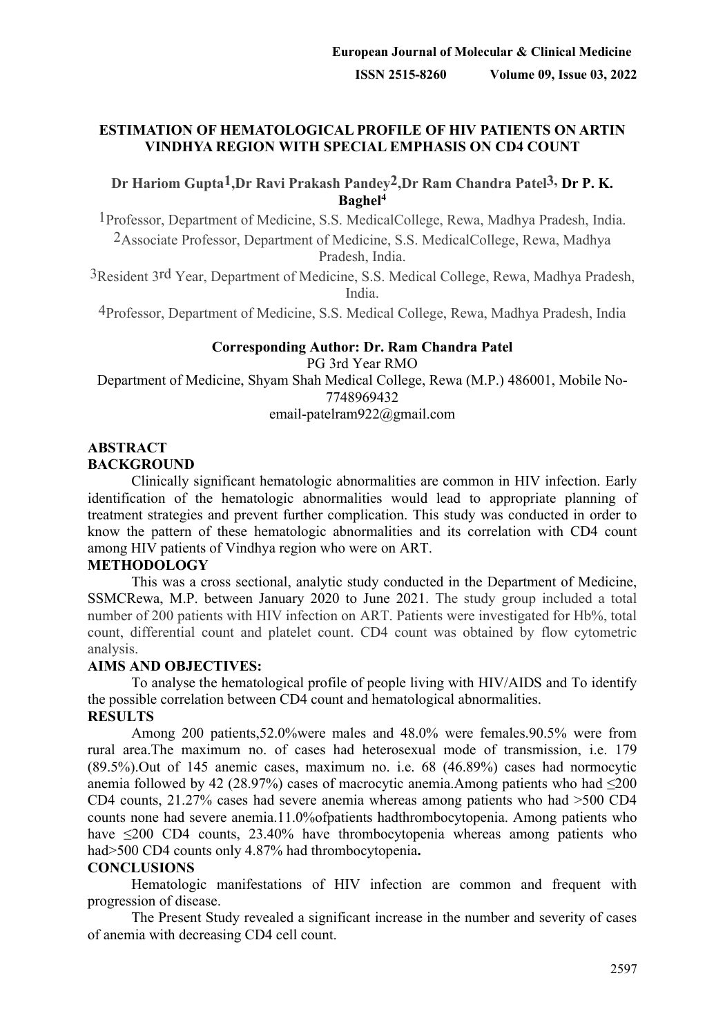# ESTIMATION OF HEMATOLOGICAL PROFILE OF HIV PATIENTS ON ARTIN VINDHYA REGION WITH SPECIAL EMPHASIS ON CD4 COUNT

**Dr Hariom Gupta[1],Dr Ravi Prakash Pandey[2],Dr Ram Chandra Patel[3], Dr P. K. Baghel[4]**

[1]Professor, Department of Medicine, S.S. MedicalCollege, Rewa, Madhya Pradesh, India.

[2]Associate Professor, Department of Medicine, S.S. MedicalCollege, Rewa, Madhya Pradesh, India.

[3]Resident 3rd Year, Department of Medicine, S.S. Medical College, Rewa, Madhya Pradesh, India.

[4]Professor, Department of Medicine, S.S. Medical College, Rewa, Madhya Pradesh, India

**Corresponding Author: Dr. Ram Chandra Patel**

PG 3rd Year RMO

Department of Medicine, Shyam Shah Medical College, Rewa (M.P.) 486001, Mobile No-7748969432

email-patelram922@gmail.com

## ABSTRACT

### BACKGROUND

Clinically significant hematologic abnormalities are common in HIV infection. Early identification of the hematologic abnormalities would lead to appropriate planning of treatment strategies and prevent further complication. This study was conducted in order to know the pattern of these hematologic abnormalities and its correlation with CD4 count among HIV patients of Vindhya region who were on ART.

### METHODOLOGY

This was a cross sectional, analytic study conducted in the Department of Medicine, SSMCRewa, M.P. between January 2020 to June 2021. The study group included a total number of 200 patients with HIV infection on ART. Patients were investigated for Hb%, total count, differential count and platelet count. CD4 count was obtained by flow cytometric analysis.

### AIMS AND OBJECTIVES:

To analyse the hematological profile of people living with HIV/AIDS and To identify the possible correlation between CD4 count and hematological abnormalities.

### RESULTS

Among 200 patients,52.0%were males and 48.0% were females.90.5% were from rural area.The maximum no. of cases had heterosexual mode of transmission, i.e. 179 (89.5%).Out of 145 anemic cases, maximum no. i.e. 68 (46.89%) cases had normocytic anemia followed by 42 (28.97%) cases of macrocytic anemia.Among patients who had ≤200 CD4 counts, 21.27% cases had severe anemia whereas among patients who had >500 CD4 counts none had severe anemia.11.0%ofpatients hadthrombocytopenia. Among patients who have ≤200 CD4 counts, 23.40% have thrombocytopenia whereas among patients who had>500 CD4 counts only 4.87% had thrombocytopenia**.**

### CONCLUSIONS

Hematologic manifestations of HIV infection are common and frequent with progression of disease.

The Present Study revealed a significant increase in the number and severity of cases of anemia with decreasing CD4 cell count.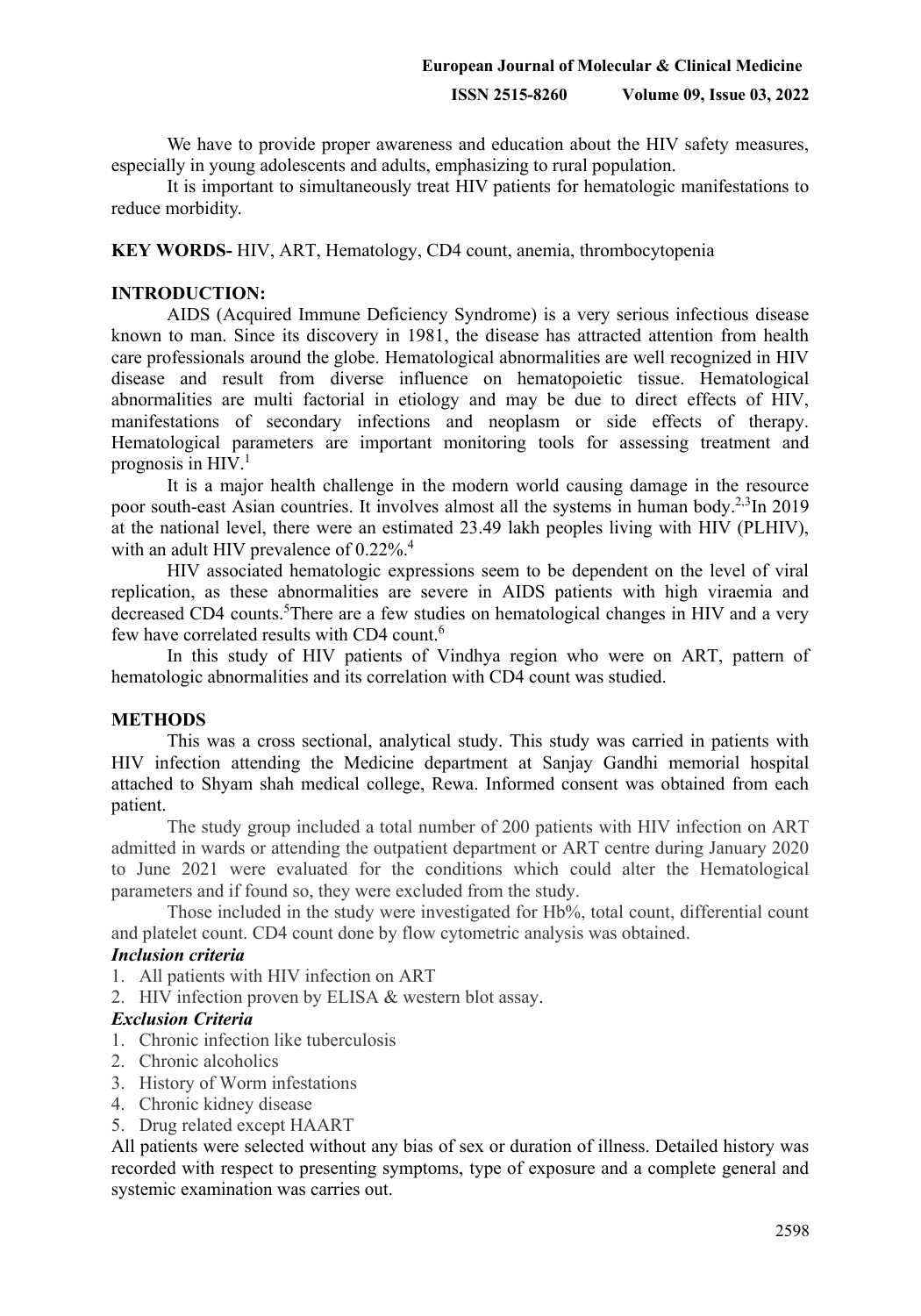We have to provide proper awareness and education about the HIV safety measures, especially in young adolescents and adults, emphasizing to rural population.

It is important to simultaneously treat HIV patients for hematologic manifestations to reduce morbidity.

**KEY WORDS-** HIV, ART, Hematology, CD4 count, anemia, thrombocytopenia

## INTRODUCTION:

AIDS (Acquired Immune Deficiency Syndrome) is a very serious infectious disease known to man. Since its discovery in 1981, the disease has attracted attention from health care professionals around the globe. Hematological abnormalities are well recognized in HIV disease and result from diverse influence on hematopoietic tissue. Hematological abnormalities are multi factorial in etiology and may be due to direct effects of HIV, manifestations of secondary infections and neoplasm or side effects of therapy. Hematological parameters are important monitoring tools for assessing treatment and prognosis in HIV.[1]

It is a major health challenge in the modern world causing damage in the resource poor south-east Asian countries. It involves almost all the systems in human body.[2,3]In 2019 at the national level, there were an estimated 23.49 lakh peoples living with HIV (PLHIV), with an adult HIV prevalence of 0.22%.[4]

HIV associated hematologic expressions seem to be dependent on the level of viral replication, as these abnormalities are severe in AIDS patients with high viraemia and decreased CD4 counts.[5]There are a few studies on hematological changes in HIV and a very few have correlated results with CD4 count.[6]

In this study of HIV patients of Vindhya region who were on ART, pattern of hematologic abnormalities and its correlation with CD4 count was studied.

## METHODS

This was a cross sectional, analytical study. This study was carried in patients with HIV infection attending the Medicine department at Sanjay Gandhi memorial hospital attached to Shyam shah medical college, Rewa. Informed consent was obtained from each patient.

The study group included a total number of 200 patients with HIV infection on ART admitted in wards or attending the outpatient department or ART centre during January 2020 to June 2021 were evaluated for the conditions which could alter the Hematological parameters and if found so, they were excluded from the study.

Those included in the study were investigated for Hb%, total count, differential count and platelet count. CD4 count done by flow cytometric analysis was obtained.

### *Inclusion criteria*

1. All patients with HIV infection on ART
2. HIV infection proven by ELISA & western blot assay.

### *Exclusion Criteria*

1. Chronic infection like tuberculosis
2. Chronic alcoholics
3. History of Worm infestations
4. Chronic kidney disease
5. Drug related except HAART

All patients were selected without any bias of sex or duration of illness. Detailed history was recorded with respect to presenting symptoms, type of exposure and a complete general and systemic examination was carries out.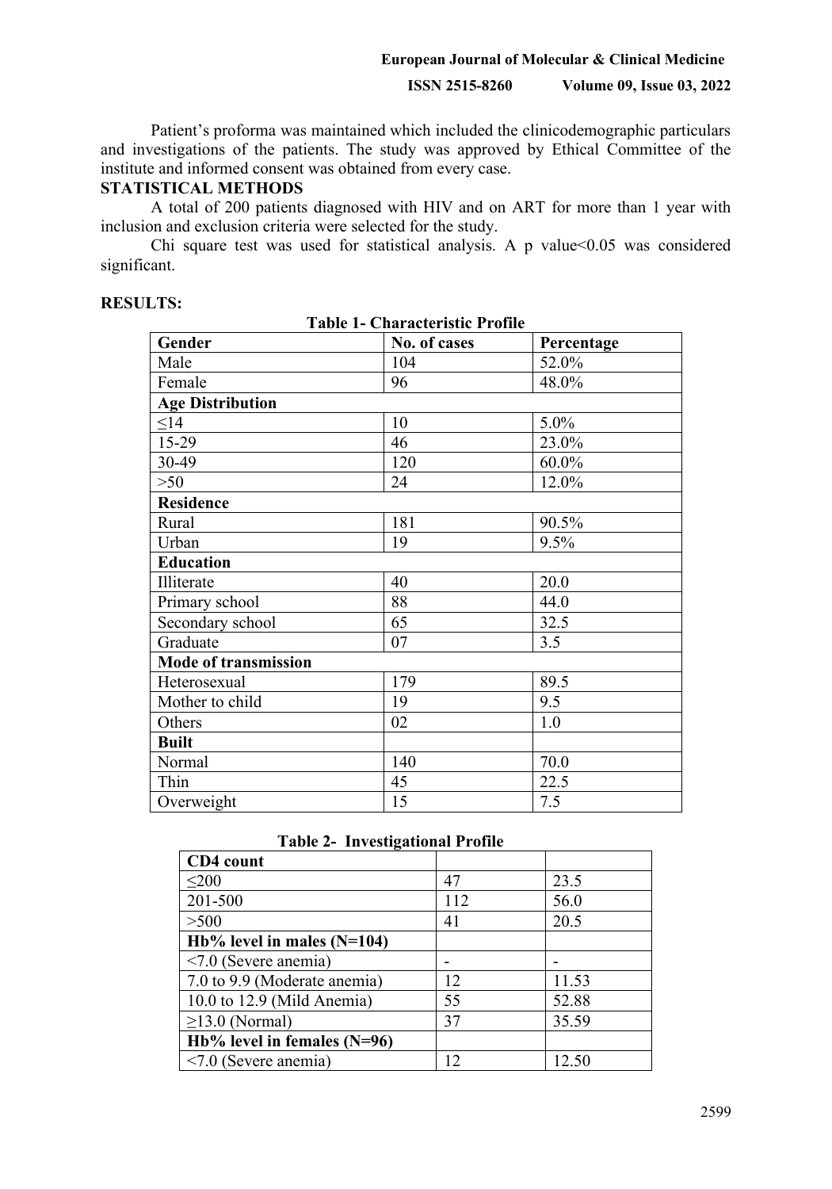Patient's proforma was maintained which included the clinicodemographic particulars and investigations of the patients. The study was approved by Ethical Committee of the institute and informed consent was obtained from every case.

## STATISTICAL METHODS

A total of 200 patients diagnosed with HIV and on ART for more than 1 year with inclusion and exclusion criteria were selected for the study.

Chi square test was used for statistical analysis. A p value<0.05 was considered significant.

## RESULTS:

**Table 1- Characteristic Profile**

| Gender | No. of cases | Percentage |
|---|---|---|
| Male | 104 | 52.0% |
| Female | 96 | 48.0% |
| **Age Distribution** | | |
| ≤14 | 10 | 5.0% |
| 15-29 | 46 | 23.0% |
| 30-49 | 120 | 60.0% |
| >50 | 24 | 12.0% |
| **Residence** | | |
| Rural | 181 | 90.5% |
| Urban | 19 | 9.5% |
| **Education** | | |
| Illiterate | 40 | 20.0 |
| Primary school | 88 | 44.0 |
| Secondary school | 65 | 32.5 |
| Graduate | 07 | 3.5 |
| **Mode of transmission** | | |
| Heterosexual | 179 | 89.5 |
| Mother to child | 19 | 9.5 |
| Others | 02 | 1.0 |
| **Built** | | |
| Normal | 140 | 70.0 |
| Thin | 45 | 22.5 |
| Overweight | 15 | 7.5 |

**Table 2- Investigational Profile**

| CD4 count | | |
|---|---|---|
| ≤200 | 47 | 23.5 |
| 201-500 | 112 | 56.0 |
| >500 | 41 | 20.5 |
| **Hb% level in males (N=104)** | | |
| <7.0 (Severe anemia) | - | - |
| 7.0 to 9.9 (Moderate anemia) | 12 | 11.53 |
| 10.0 to 12.9 (Mild Anemia) | 55 | 52.88 |
| ≥13.0 (Normal) | 37 | 35.59 |
| **Hb% level in females (N=96)** | | |
| <7.0 (Severe anemia) | 12 | 12.50 |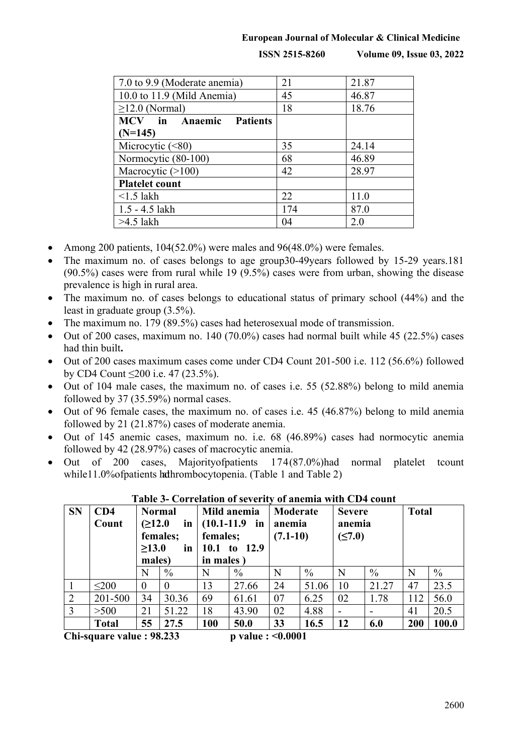| | | |
|---|---|---|
| 7.0 to 9.9 (Moderate anemia) | 21 | 21.87 |
| 10.0 to 11.9 (Mild Anemia) | 45 | 46.87 |
| ≥12.0 (Normal) | 18 | 18.76 |
| **MCV in Anaemic Patients (N=145)** | | |
| Microcytic (<80) | 35 | 24.14 |
| Normocytic (80-100) | 68 | 46.89 |
| Macrocytic (>100) | 42 | 28.97 |
| **Platelet count** | | |
| <1.5 lakh | 22 | 11.0 |
| 1.5 - 4.5 lakh | 174 | 87.0 |
| >4.5 lakh | 04 | 2.0 |

- Among 200 patients, 104(52.0%) were males and 96(48.0%) were females.
- The maximum no. of cases belongs to age group30-49years followed by 15-29 years.181 (90.5%) cases were from rural while 19 (9.5%) cases were from urban, showing the disease prevalence is high in rural area.
- The maximum no. of cases belongs to educational status of primary school (44%) and the least in graduate group (3.5%).
- The maximum no. 179 (89.5%) cases had heterosexual mode of transmission.
- Out of 200 cases, maximum no. 140 (70.0%) cases had normal built while 45 (22.5%) cases had thin built**.**
- Out of 200 cases maximum cases come under CD4 Count 201-500 i.e. 112 (56.6%) followed by CD4 Count ≤200 i.e. 47 (23.5%).
- Out of 104 male cases, the maximum no. of cases i.e. 55 (52.88%) belong to mild anemia followed by 37 (35.59%) normal cases.
- Out of 96 female cases, the maximum no. of cases i.e. 45 (46.87%) belong to mild anemia followed by 21 (21.87%) cases of moderate anemia.
- Out of 145 anemic cases, maximum no. i.e. 68 (46.89%) cases had normocytic anemia followed by 42 (28.97%) cases of macrocytic anemia.
- Out of 200 cases, Majorityofpatients 174(87.0%)had normal platelet tcount while11.0%ofpatients hadthrombocytopenia. (Table 1 and Table 2)

**Table 3- Correlation of severity of anemia with CD4 count**

| SN | CD4 Count | Normal (≥12.0 in females; ≥13.0 in males) | | Mild anemia (10.1-11.9 in females; 10.1 to 12.9 in males ) | | Moderate anemia (7.1-10) | | Severe anemia (≤7.0) | | Total | |
|---|---|---|---|---|---|---|---|---|---|---|---|
| | | N | % | N | % | N | % | N | % | N | % |
| 1 | ≤200 | 0 | 0 | 13 | 27.66 | 24 | 51.06 | 10 | 21.27 | 47 | 23.5 |
| 2 | 201-500 | 34 | 30.36 | 69 | 61.61 | 07 | 6.25 | 02 | 1.78 | 112 | 56.0 |
| 3 | >500 | 21 | 51.22 | 18 | 43.90 | 02 | 4.88 | - | - | 41 | 20.5 |
| | **Total** | **55** | **27.5** | **100** | **50.0** | **33** | **16.5** | **12** | **6.0** | **200** | **100.0** |

**Chi-square value : 98.233 p value : <0.0001**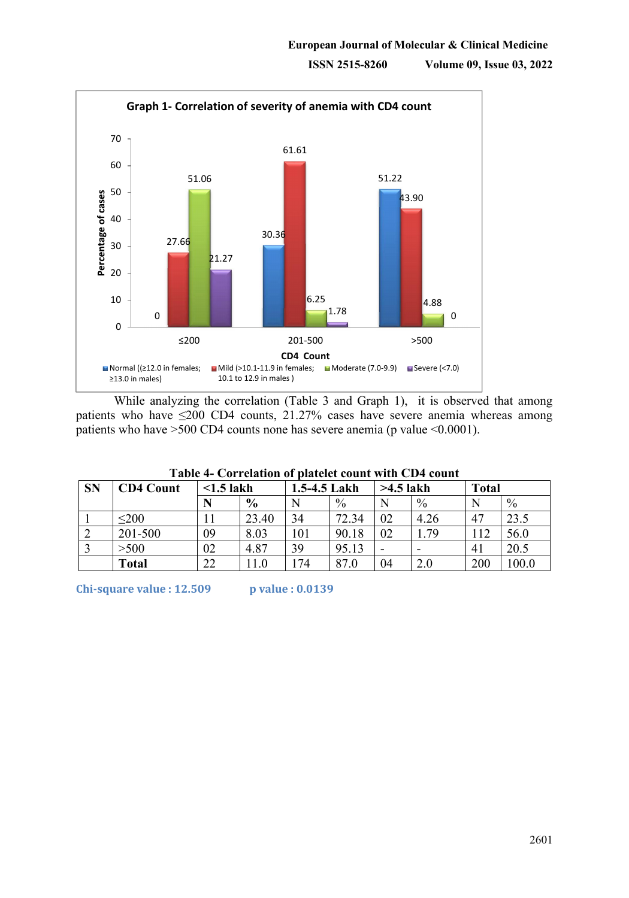Graph 1- Correlation of severity of anemia with CD4 count

While analyzing the correlation (Table 3 and Graph 1), it is observed that among patients who have ≤200 CD4 counts, 21.27% cases have severe anemia whereas among patients who have >500 CD4 counts none has severe anemia (p value <0.0001).

**Table 4- Correlation of platelet count with CD4 count**

| SN | CD4 Count | <1.5 lakh | | 1.5-4.5 Lakh | | >4.5 lakh | | Total | |
|---|---|---|---|---|---|---|---|---|---|
| | | N | % | N | % | N | % | N | % |
| 1 | ≤200 | 11 | 23.40 | 34 | 72.34 | 02 | 4.26 | 47 | 23.5 |
| 2 | 201-500 | 09 | 8.03 | 101 | 90.18 | 02 | 1.79 | 112 | 56.0 |
| 3 | >500 | 02 | 4.87 | 39 | 95.13 | - | - | 41 | 20.5 |
| | **Total** | 22 | 11.0 | 174 | 87.0 | 04 | 2.0 | 200 | 100.0 |

**Chi-square value : 12.509** **p value : 0.0139**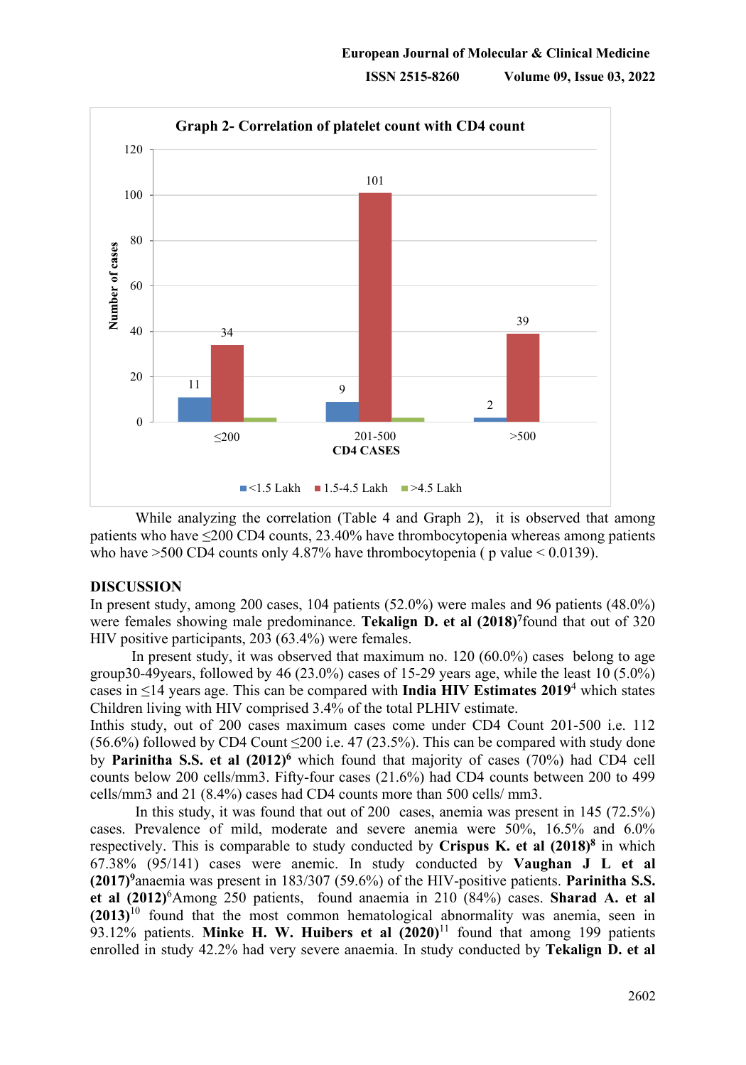**Graph 2- Correlation of platelet count with CD4 count**

While analyzing the correlation (Table 4 and Graph 2), it is observed that among patients who have ≤200 CD4 counts, 23.40% have thrombocytopenia whereas among patients who have >500 CD4 counts only 4.87% have thrombocytopenia ( p value < 0.0139).

## DISCUSSION

In present study, among 200 cases, 104 patients (52.0%) were males and 96 patients (48.0%) were females showing male predominance. **Tekalign D. et al (2018)[7]** found that out of 320 HIV positive participants, 203 (63.4%) were females.

In present study, it was observed that maximum no. 120 (60.0%) cases belong to age group30-49years, followed by 46 (23.0%) cases of 15-29 years age, while the least 10 (5.0%) cases in ≤14 years age. This can be compared with **India HIV Estimates 2019**[4] which states Children living with HIV comprised 3.4% of the total PLHIV estimate.

Inthis study, out of 200 cases maximum cases come under CD4 Count 201-500 i.e. 112 (56.6%) followed by CD4 Count ≤200 i.e. 47 (23.5%). This can be compared with study done by **Parinitha S.S. et al (2012)[6]** which found that majority of cases (70%) had CD4 cell counts below 200 cells/mm3. Fifty-four cases (21.6%) had CD4 counts between 200 to 499 cells/mm3 and 21 (8.4%) cases had CD4 counts more than 500 cells/ mm3.

In this study, it was found that out of 200 cases, anemia was present in 145 (72.5%) cases. Prevalence of mild, moderate and severe anemia were 50%, 16.5% and 6.0% respectively. This is comparable to study conducted by **Crispus K. et al (2018)[8]** in which 67.38% (95/141) cases were anemic. In study conducted by **Vaughan J L et al (2017)[9]**anaemia was present in 183/307 (59.6%) of the HIV-positive patients. **Parinitha S.S. et al (2012)**[6]Among 250 patients, found anaemia in 210 (84%) cases. **Sharad A. et al (2013)**[10] found that the most common hematological abnormality was anemia, seen in 93.12% patients. **Minke H. W. Huibers et al (2020)**[11] found that among 199 patients enrolled in study 42.2% had very severe anaemia. In study conducted by **Tekalign D. et al**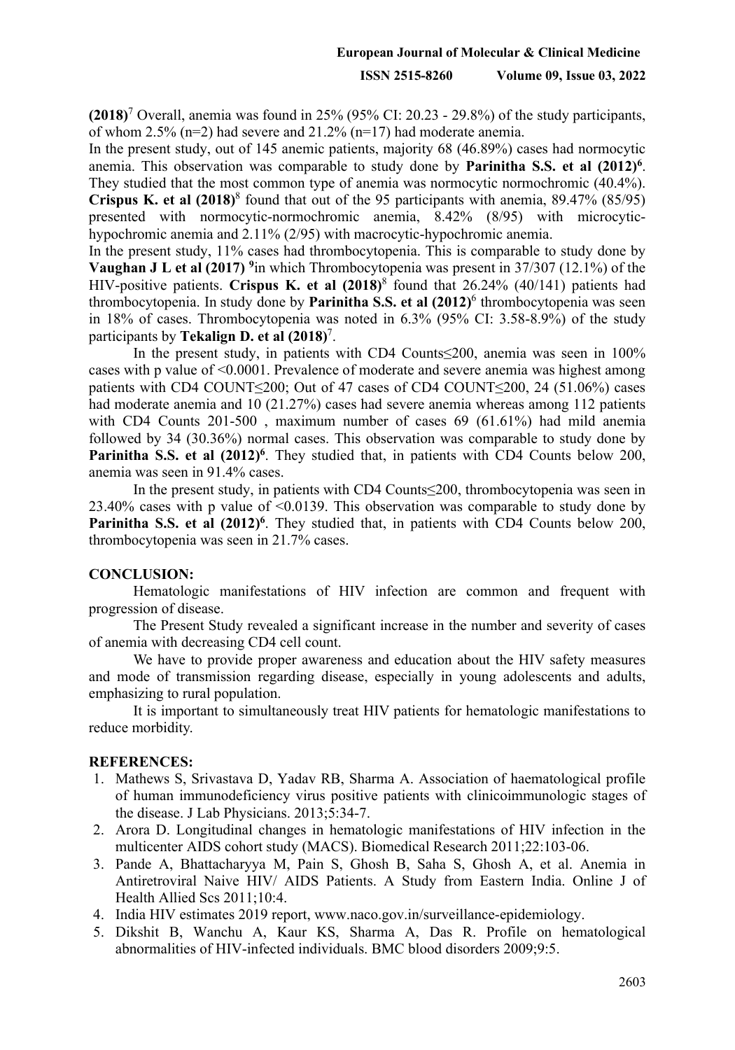**(2018)**[7] Overall, anemia was found in 25% (95% CI: 20.23 - 29.8%) of the study participants, of whom 2.5% (n=2) had severe and 21.2% (n=17) had moderate anemia.

In the present study, out of 145 anemic patients, majority 68 (46.89%) cases had normocytic anemia. This observation was comparable to study done by **Parinitha S.S. et al (2012)**[6]. They studied that the most common type of anemia was normocytic normochromic (40.4%). **Crispus K. et al (2018)**[8] found that out of the 95 participants with anemia, 89.47% (85/95) presented with normocytic-normochromic anemia, 8.42% (8/95) with microcytic-hypochromic anemia and 2.11% (2/95) with macrocytic-hypochromic anemia.

In the present study, 11% cases had thrombocytopenia. This is comparable to study done by **Vaughan J L et al (2017)** [9]in which Thrombocytopenia was present in 37/307 (12.1%) of the HIV-positive patients. **Crispus K. et al (2018)**[8] found that 26.24% (40/141) patients had thrombocytopenia. In study done by **Parinitha S.S. et al (2012)**[6] thrombocytopenia was seen in 18% of cases. Thrombocytopenia was noted in 6.3% (95% CI: 3.58-8.9%) of the study participants by **Tekalign D. et al (2018)**[7].

In the present study, in patients with CD4 Counts≤200, anemia was seen in 100% cases with p value of <0.0001. Prevalence of moderate and severe anemia was highest among patients with CD4 COUNT≤200; Out of 47 cases of CD4 COUNT≤200, 24 (51.06%) cases had moderate anemia and 10 (21.27%) cases had severe anemia whereas among 112 patients with CD4 Counts 201-500 , maximum number of cases 69 (61.61%) had mild anemia followed by 34 (30.36%) normal cases. This observation was comparable to study done by **Parinitha S.S. et al (2012)**[6]. They studied that, in patients with CD4 Counts below 200, anemia was seen in 91.4% cases.

In the present study, in patients with CD4 Counts≤200, thrombocytopenia was seen in 23.40% cases with p value of <0.0139. This observation was comparable to study done by **Parinitha S.S. et al (2012)**[6]. They studied that, in patients with CD4 Counts below 200, thrombocytopenia was seen in 21.7% cases.

## CONCLUSION:

Hematologic manifestations of HIV infection are common and frequent with progression of disease.

The Present Study revealed a significant increase in the number and severity of cases of anemia with decreasing CD4 cell count.

We have to provide proper awareness and education about the HIV safety measures and mode of transmission regarding disease, especially in young adolescents and adults, emphasizing to rural population.

It is important to simultaneously treat HIV patients for hematologic manifestations to reduce morbidity.

## REFERENCES:

1. Mathews S, Srivastava D, Yadav RB, Sharma A. Association of haematological profile of human immunodeficiency virus positive patients with clinicoimmunologic stages of the disease. J Lab Physicians. 2013;5:34-7.
2. Arora D. Longitudinal changes in hematologic manifestations of HIV infection in the multicenter AIDS cohort study (MACS). Biomedical Research 2011;22:103-06.
3. Pande A, Bhattacharyya M, Pain S, Ghosh B, Saha S, Ghosh A, et al. Anemia in Antiretroviral Naive HIV/ AIDS Patients. A Study from Eastern India. Online J of Health Allied Scs 2011;10:4.
4. India HIV estimates 2019 report, www.naco.gov.in/surveillance-epidemiology.
5. Dikshit B, Wanchu A, Kaur KS, Sharma A, Das R. Profile on hematological abnormalities of HIV-infected individuals. BMC blood disorders 2009;9:5.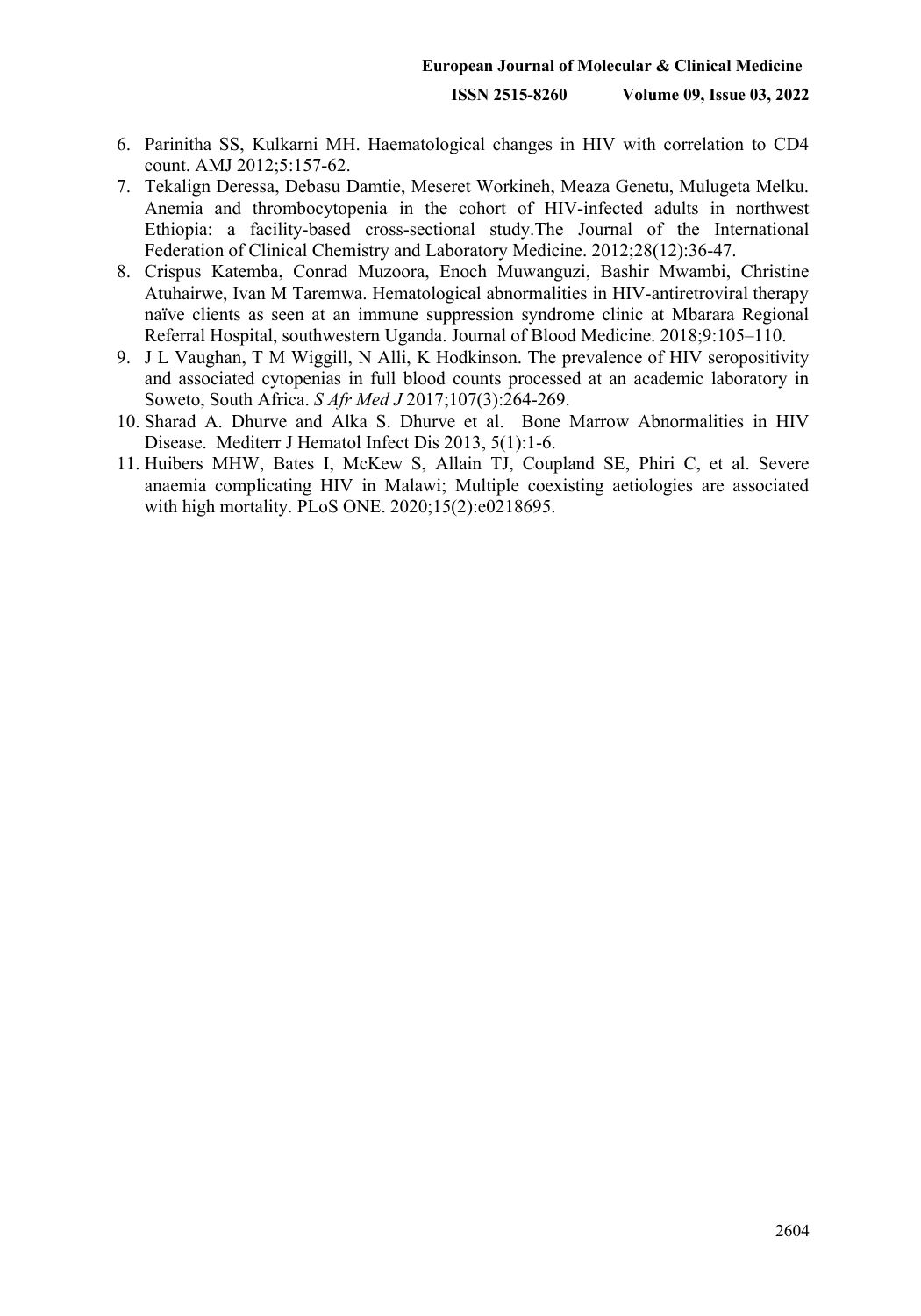6. Parinitha SS, Kulkarni MH. Haematological changes in HIV with correlation to CD4 count. AMJ 2012;5:157-62.
7. Tekalign Deressa, Debasu Damtie, Meseret Workineh, Meaza Genetu, Mulugeta Melku. Anemia and thrombocytopenia in the cohort of HIV-infected adults in northwest Ethiopia: a facility-based cross-sectional study.The Journal of the International Federation of Clinical Chemistry and Laboratory Medicine. 2012;28(12):36-47.
8. Crispus Katemba, Conrad Muzoora, Enoch Muwanguzi, Bashir Mwambi, Christine Atuhairwe, Ivan M Taremwa. Hematological abnormalities in HIV-antiretroviral therapy naïve clients as seen at an immune suppression syndrome clinic at Mbarara Regional Referral Hospital, southwestern Uganda. Journal of Blood Medicine. 2018;9:105–110.
9. J L Vaughan, T M Wiggill, N Alli, K Hodkinson. The prevalence of HIV seropositivity and associated cytopenias in full blood counts processed at an academic laboratory in Soweto, South Africa. *S Afr Med J* 2017;107(3):264-269.
10. Sharad A. Dhurve and Alka S. Dhurve et al. Bone Marrow Abnormalities in HIV Disease. Mediterr J Hematol Infect Dis 2013, 5(1):1-6.
11. Huibers MHW, Bates I, McKew S, Allain TJ, Coupland SE, Phiri C, et al. Severe anaemia complicating HIV in Malawi; Multiple coexisting aetiologies are associated with high mortality. PLoS ONE. 2020;15(2):e0218695.